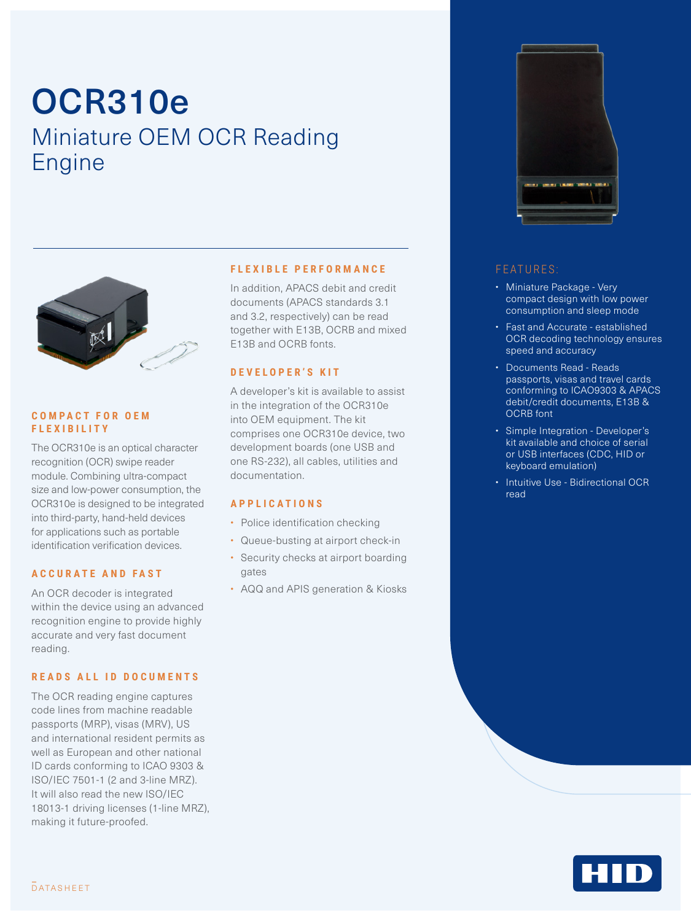# OCR310e

## Miniature OEM OCR Reading Engine

### COMPACT FOR OEM FLEXIBILITY

The OCR310e is an optical character recognition (OCR) swipe reader module. Combining ultra-compact size and low-power consumption, the OCR310e is designed to be integrated into third-party, hand-held devices for applications such as portable identification verification devices.

### ACCURATE AND FAST

An OCR decoder is integrated within the device using an advanced recognition engine to provide highly accurate and very fast document reading.

### READS ALL ID DOCUMENTS

The OCR reading engine captures code lines from machine readable passports (MRP), visas (MRV), US and international resident permits as well as European and other national ID cards conforming to ICAO 9303 & ISO/IEC 7501-1 (2 and 3-line MRZ). It will also read the new ISO/IEC 18013-1 driving licenses (1-line MRZ), making it future-proofed.

### FLEXIBLE PERFORMANCE

In addition, APACS debit and credit documents (APACS standards 3.1 and 3.2, respectively) can be read together with E13B, OCRB and mixed E13B and OCRB fonts.

### DEVELOPER'S KIT

A developer's kit is available to assist in the integration of the OCR310e into OEM equipment. The kit comprises one OCR310e device, two development boards (one USB and one RS-232), all cables, utilities and documentation.

### APPLICATIONS

- Police identification checking
- Queue-busting at airport check-in
- Security checks at airport boarding gates
- AQQ and APIS generation & Kiosks

### FEATURES:

- Miniature Package - Very compact design with low power consumption and sleep mode
- Fast and Accurate - established OCR decoding technology ensures speed and accuracy
- Documents Read - Reads passports, visas and travel cards conforming to ICAO9303 & APACS debit/credit documents, E13B & OCRB font
- Simple Integration - Developer's kit available and choice of serial or USB interfaces (CDC, HID or keyboard emulation)
- Intuitive Use - Bidirectional OCR read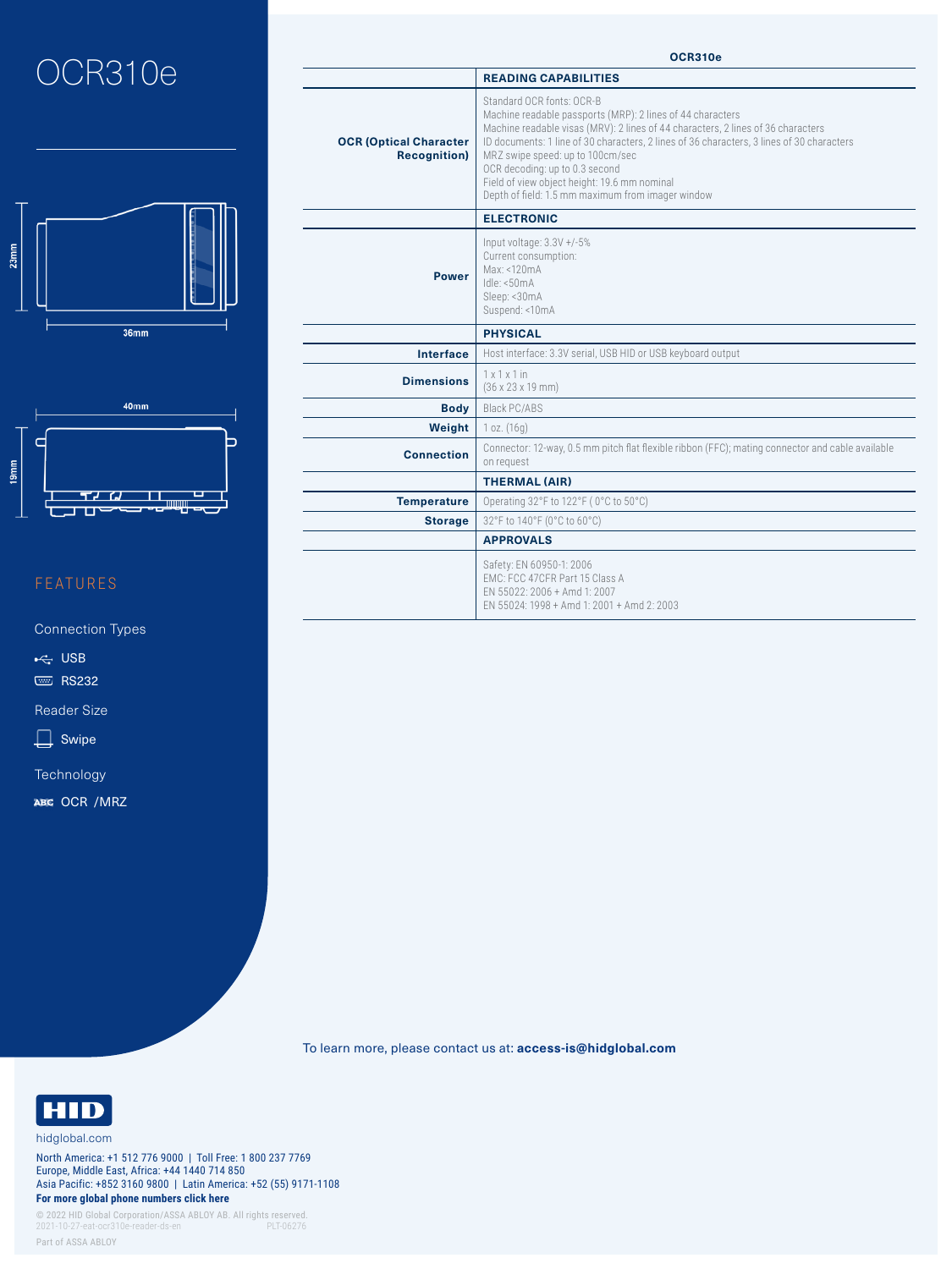# OCR310e

23mm

36mm

40mm

19mm

## FEATURES

Connection Types

- USB
- RS232

Reader Size

- Swipe

Technology

- OCR /MRZ

| | OCR310e |
|---|---|
| | **READING CAPABILITIES** |
| **OCR (Optical Character Recognition)** | Standard OCR fonts: OCR-B<br>Machine readable passports (MRP): 2 lines of 44 characters<br>Machine readable visas (MRV): 2 lines of 44 characters, 2 lines of 36 characters<br>ID documents: 1 line of 30 characters, 2 lines of 36 characters, 3 lines of 30 characters<br>MRZ swipe speed: up to 100cm/sec<br>OCR decoding: up to 0.3 second<br>Field of view object height: 19.6 mm nominal<br>Depth of field: 1.5 mm maximum from imager window |
| | **ELECTRONIC** |
| **Power** | Input voltage: 3.3V +/-5%<br>Current consumption:<br>Max: <120mA<br>Idle: <50mA<br>Sleep: <30mA<br>Suspend: <10mA |
| | **PHYSICAL** |
| **Interface** | Host interface: 3.3V serial, USB HID or USB keyboard output |
| **Dimensions** | 1 x 1 x 1 in<br>(36 x 23 x 19 mm) |
| **Body** | Black PC/ABS |
| **Weight** | 1 oz. (16g) |
| **Connection** | Connector: 12-way, 0.5 mm pitch flat flexible ribbon (FFC); mating connector and cable available on request |
| | **THERMAL (AIR)** |
| **Temperature** | Operating 32°F to 122°F ( 0°C to 50°C) |
| **Storage** | 32°F to 140°F (0°C to 60°C) |
| | **APPROVALS** |
| | Safety: EN 60950-1: 2006<br>EMC: FCC 47CFR Part 15 Class A<br>EN 55022: 2006 + Amd 1: 2007<br>EN 55024: 1998 + Amd 1: 2001 + Amd 2: 2003 |

To learn more, please contact us at: **access-is@hidglobal.com**

HID

hidglobal.com

North America: +1 512 776 9000 | Toll Free: 1 800 237 7769
Europe, Middle East, Africa: +44 1440 714 850
Asia Pacific: +852 3160 9800 | Latin America: +52 (55) 9171-1108
**For more global phone numbers click here**

© 2022 HID Global Corporation/ASSA ABLOY AB. All rights reserved.
2021-10-27-eat-ocr310e-reader-ds-en PLT-06276

Part of ASSA ABLOY